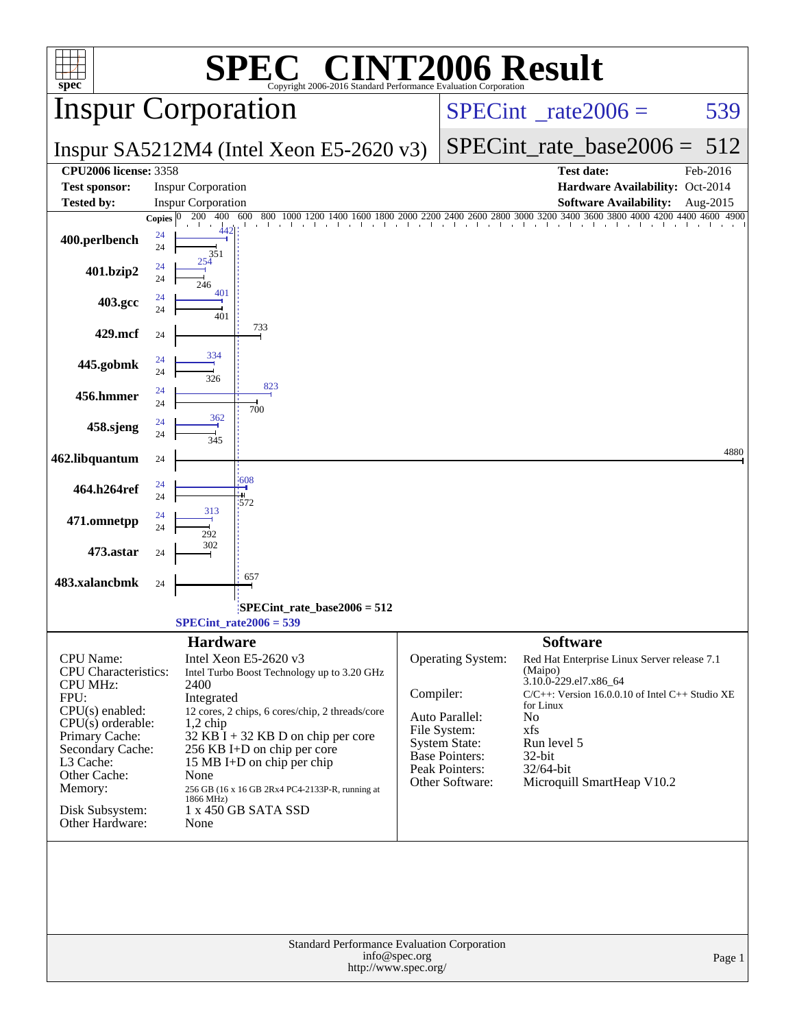# SPEC CINT2006 Result

Copyright 2006-2016 Standard Performance Evaluation Corporation

## Inspur Corporation

**SPECint_rate2006 = 539**

Inspur SA5212M4 (Intel Xeon E5-2620 v3)

**SPECint_rate_base2006 = 512**

| | | | |
|---|---|---|---|
| **CPU2006 license:** | 3358 | **Test date:** | Feb-2016 |
| **Test sponsor:** | Inspur Corporation | **Hardware Availability:** | Oct-2014 |
| **Tested by:** | Inspur Corporation | **Software Availability:** | Aug-2015 |

| Benchmark | Copies (peak) | Peak | Copies (base) | Base |
|---|---|---|---|---|
| 400.perlbench | 24 | 442 | 24 | 351 |
| 401.bzip2 | 24 | 254 | 24 | 246 |
| 403.gcc | 24 | 401 | 24 | 401 |
| 429.mcf | | | 24 | 733 |
| 445.gobmk | 24 | 334 | 24 | 326 |
| 456.hmmer | 24 | 823 | 24 | 700 |
| 458.sjeng | 24 | 362 | 24 | 345 |
| 462.libquantum | | | 24 | 4880 |
| 464.h264ref | 24 | 608 | 24 | 572 |
| 471.omnetpp | 24 | 313 | 24 | 292 |
| 473.astar | | | 24 | 302 |
| 483.xalancbmk | | | 24 | 657 |

SPECint_rate_base2006 = 512

SPECint_rate2006 = 539

## Hardware

| | |
|---|---|
| CPU Name: | Intel Xeon E5-2620 v3 |
| CPU Characteristics: | Intel Turbo Boost Technology up to 3.20 GHz |
| CPU MHz: | 2400 |
| FPU: | Integrated |
| CPU(s) enabled: | 12 cores, 2 chips, 6 cores/chip, 2 threads/core |
| CPU(s) orderable: | 1,2 chip |
| Primary Cache: | 32 KB I + 32 KB D on chip per core |
| Secondary Cache: | 256 KB I+D on chip per core |
| L3 Cache: | 15 MB I+D on chip per chip |
| Other Cache: | None |
| Memory: | 256 GB (16 x 16 GB 2Rx4 PC4-2133P-R, running at 1866 MHz) |
| Disk Subsystem: | 1 x 450 GB SATA SSD |
| Other Hardware: | None |

## Software

| | |
|---|---|
| Operating System: | Red Hat Enterprise Linux Server release 7.1 (Maipo) 3.10.0-229.el7.x86_64 |
| Compiler: | C/C++: Version 16.0.0.10 of Intel C++ Studio XE for Linux |
| Auto Parallel: | No |
| File System: | xfs |
| System State: | Run level 5 |
| Base Pointers: | 32-bit |
| Peak Pointers: | 32/64-bit |
| Other Software: | Microquill SmartHeap V10.2 |

Standard Performance Evaluation Corporation
info@spec.org
http://www.spec.org/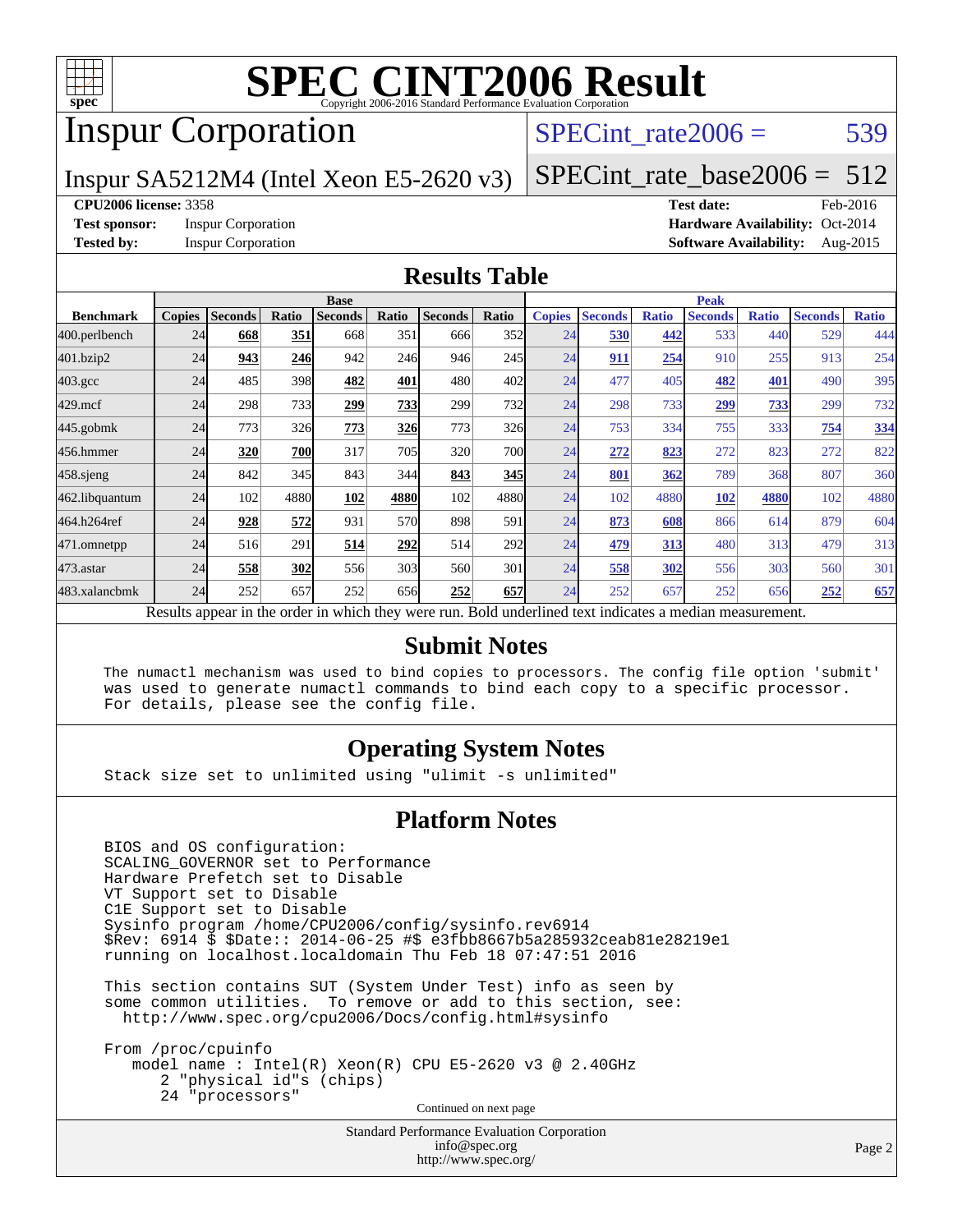# SPEC CINT2006 Result

Copyright 2006-2016 Standard Performance Evaluation Corporation

## Inspur Corporation

Inspur SA5212M4 (Intel Xeon E5-2620 v3)

SPECint_rate2006 = 539

SPECint_rate_base2006 = 512

**CPU2006 license:** 3358
**Test sponsor:** Inspur Corporation
**Tested by:** Inspur Corporation

**Test date:** Feb-2016
**Hardware Availability:** Oct-2014
**Software Availability:** Aug-2015

## Results Table

| Benchmark | Base | | | | | | | Peak | | | | | | |
|---|---|---|---|---|---|---|---|---|---|---|---|---|---|---|
| | Copies | Seconds | Ratio | Seconds | Ratio | Seconds | Ratio | Copies | Seconds | Ratio | Seconds | Ratio | Seconds | Ratio |
| 400.perlbench | 24 | **668** | **351** | 668 | 351 | 666 | 352 | 24 | **530** | **442** | 533 | 440 | 529 | 444 |
| 401.bzip2 | 24 | **943** | **246** | 942 | 246 | 946 | 245 | 24 | **911** | **254** | 910 | 255 | 913 | 254 |
| 403.gcc | 24 | 485 | 398 | **482** | **401** | 480 | 402 | 24 | 477 | 405 | **482** | **401** | 490 | 395 |
| 429.mcf | 24 | 298 | 733 | **299** | **733** | 299 | 732 | 24 | 298 | 733 | **299** | **733** | 299 | 732 |
| 445.gobmk | 24 | 773 | 326 | **773** | **326** | 773 | 326 | 24 | 753 | 334 | 755 | 333 | **754** | **334** |
| 456.hmmer | 24 | **320** | **700** | 317 | 705 | 320 | 700 | 24 | **272** | **823** | 272 | 823 | 272 | 822 |
| 458.sjeng | 24 | 842 | 345 | 843 | 344 | **843** | **345** | 24 | **801** | **362** | 789 | 368 | 807 | 360 |
| 462.libquantum | 24 | 102 | 4880 | **102** | **4880** | 102 | 4880 | 24 | 102 | 4880 | **102** | **4880** | 102 | 4880 |
| 464.h264ref | 24 | **928** | **572** | 931 | 570 | 898 | 591 | 24 | **873** | **608** | 866 | 614 | 879 | 604 |
| 471.omnetpp | 24 | 516 | 291 | **514** | **292** | 514 | 292 | 24 | **479** | **313** | 480 | 313 | 479 | 313 |
| 473.astar | 24 | **558** | **302** | 556 | 303 | 560 | 301 | 24 | **558** | **302** | 556 | 303 | 560 | 301 |
| 483.xalancbmk | 24 | 252 | 657 | 252 | 656 | **252** | **657** | 24 | 252 | 657 | 252 | 656 | **252** | **657** |

Results appear in the order in which they were run. Bold underlined text indicates a median measurement.

## Submit Notes

```
The numactl mechanism was used to bind copies to processors. The config file option 'submit'
was used to generate numactl commands to bind each copy to a specific processor.
For details, please see the config file.
```

## Operating System Notes

```
Stack size set to unlimited using "ulimit -s unlimited"
```

## Platform Notes

```
BIOS and OS configuration:
SCALING_GOVERNOR set to Performance
Hardware Prefetch set to Disable
VT Support set to Disable
C1E Support set to Disable
Sysinfo program /home/CPU2006/config/sysinfo.rev6914
$Rev: 6914 $ $Date:: 2014-06-25 #$ e3fbb8667b5a285932ceab81e28219e1
running on localhost.localdomain Thu Feb 18 07:47:51 2016

This section contains SUT (System Under Test) info as seen by
some common utilities.  To remove or add to this section, see:
  http://www.spec.org/cpu2006/Docs/config.html#sysinfo

From /proc/cpuinfo
   model name : Intel(R) Xeon(R) CPU E5-2620 v3 @ 2.40GHz
      2 "physical id"s (chips)
      24 "processors"
```

Continued on next page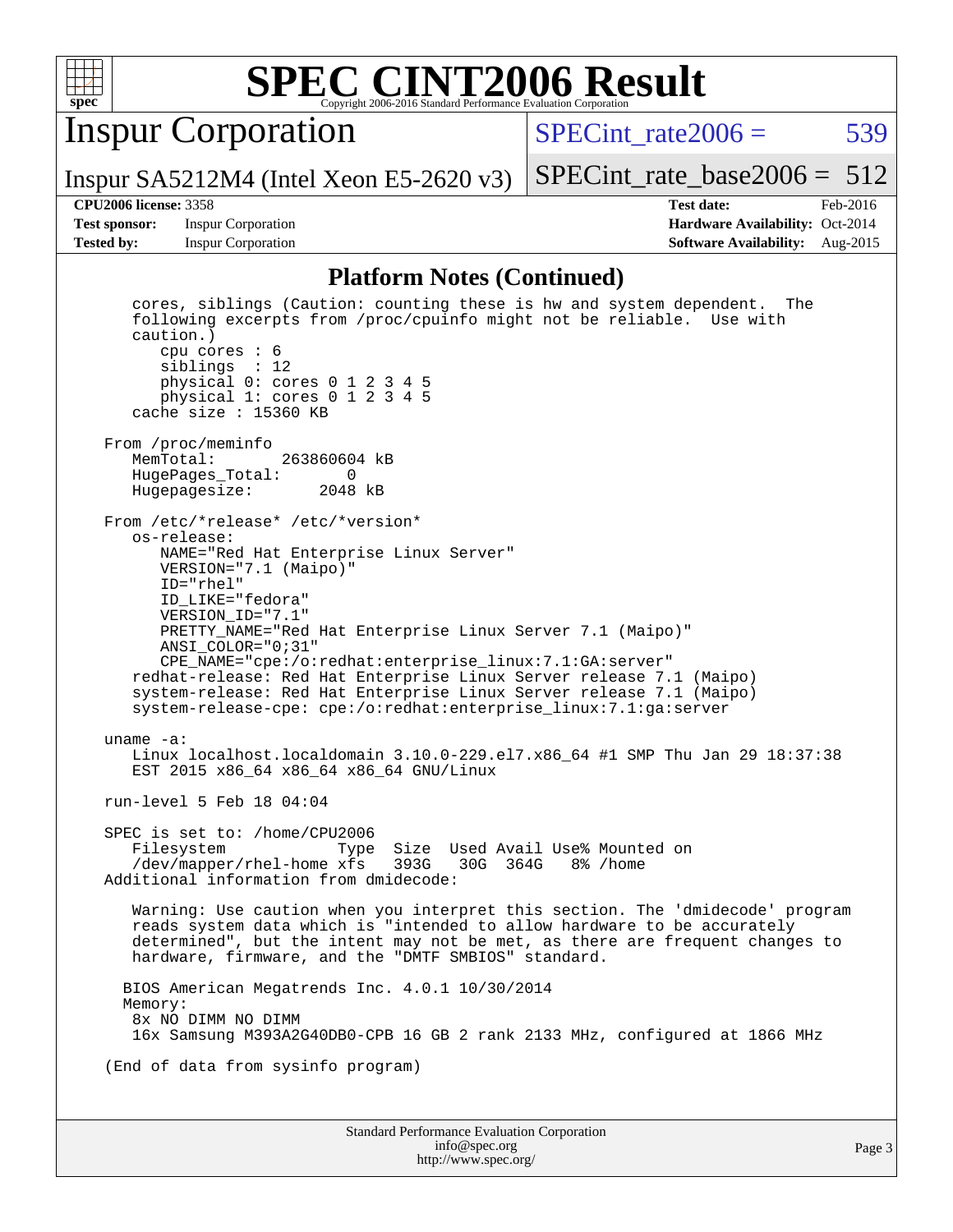## Platform Notes (Continued)

```
   cores, siblings (Caution: counting these is hw and system dependent.  The
   following excerpts from /proc/cpuinfo might not be reliable.  Use with
   caution.)
      cpu cores : 6
      siblings  : 12
      physical 0: cores 0 1 2 3 4 5
      physical 1: cores 0 1 2 3 4 5
   cache size : 15360 KB

From /proc/meminfo
   MemTotal:       263860604 kB
   HugePages_Total:       0
   Hugepagesize:       2048 kB

From /etc/*release* /etc/*version*
   os-release:
      NAME="Red Hat Enterprise Linux Server"
      VERSION="7.1 (Maipo)"
      ID="rhel"
      ID_LIKE="fedora"
      VERSION_ID="7.1"
      PRETTY_NAME="Red Hat Enterprise Linux Server 7.1 (Maipo)"
      ANSI_COLOR="0;31"
      CPE_NAME="cpe:/o:redhat:enterprise_linux:7.1:GA:server"
   redhat-release: Red Hat Enterprise Linux Server release 7.1 (Maipo)
   system-release: Red Hat Enterprise Linux Server release 7.1 (Maipo)
   system-release-cpe: cpe:/o:redhat:enterprise_linux:7.1:ga:server

uname -a:
   Linux localhost.localdomain 3.10.0-229.el7.x86_64 #1 SMP Thu Jan 29 18:37:38
   EST 2015 x86_64 x86_64 x86_64 GNU/Linux

run-level 5 Feb 18 04:04

SPEC is set to: /home/CPU2006
   Filesystem             Type  Size  Used Avail Use% Mounted on
   /dev/mapper/rhel-home xfs   393G   30G  364G   8% /home
Additional information from dmidecode:

   Warning: Use caution when you interpret this section. The 'dmidecode' program
   reads system data which is "intended to allow hardware to be accurately
   determined", but the intent may not be met, as there are frequent changes to
   hardware, firmware, and the "DMTF SMBIOS" standard.

  BIOS American Megatrends Inc. 4.0.1 10/30/2014
  Memory:
   8x NO DIMM NO DIMM
   16x Samsung M393A2G40DB0-CPB 16 GB 2 rank 2133 MHz, configured at 1866 MHz

(End of data from sysinfo program)
```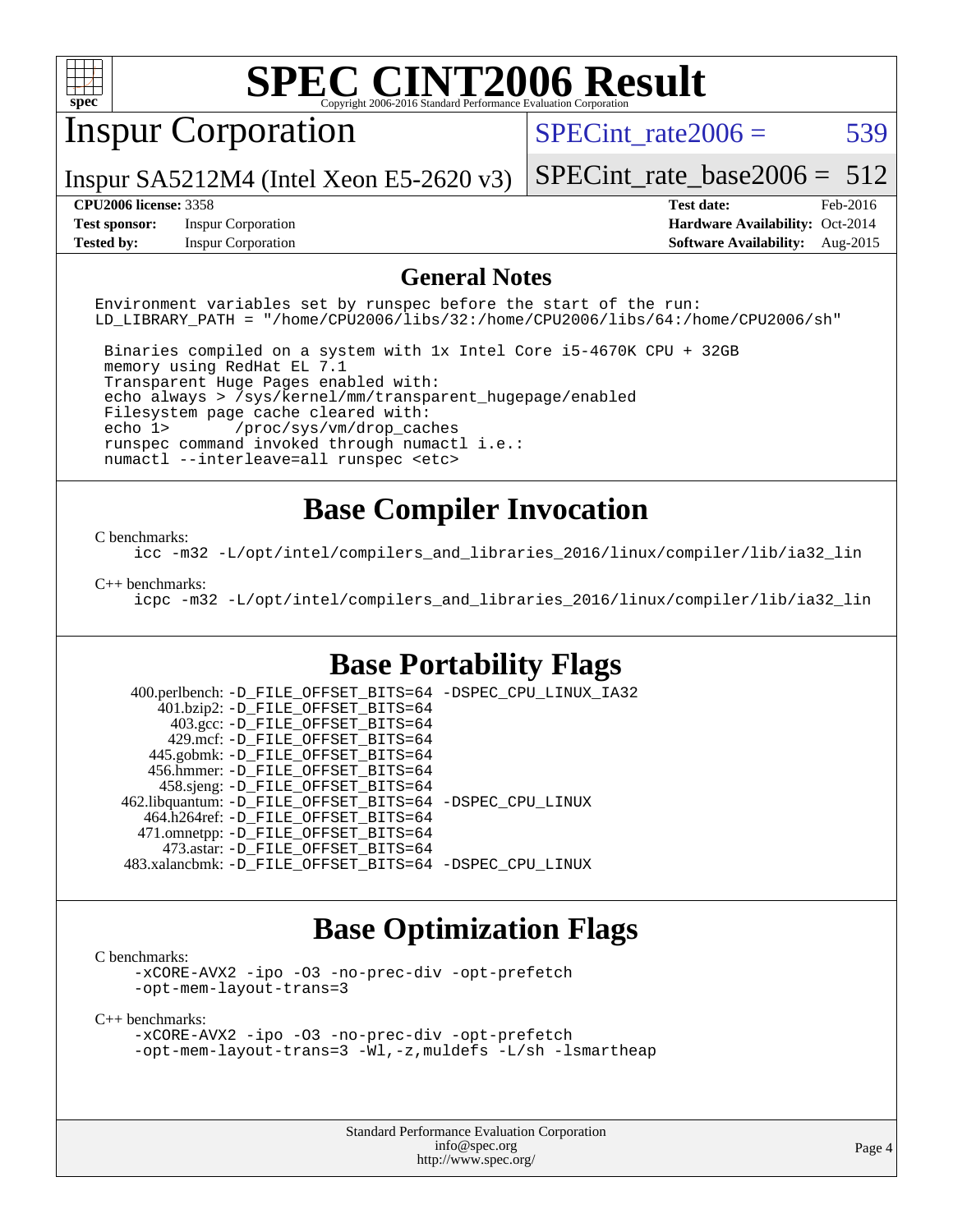# SPEC CINT2006 Result

Copyright 2006-2016 Standard Performance Evaluation Corporation

## Inspur Corporation

Inspur SA5212M4 (Intel Xeon E5-2620 v3)

SPECint_rate2006 = 539

SPECint_rate_base2006 = 512

| | | | |
|---|---|---|---|
| **CPU2006 license:** 3358 | | **Test date:** | Feb-2016 |
| **Test sponsor:** | Inspur Corporation | **Hardware Availability:** | Oct-2014 |
| **Tested by:** | Inspur Corporation | **Software Availability:** | Aug-2015 |

## General Notes

```
Environment variables set by runspec before the start of the run:
LD_LIBRARY_PATH = "/home/CPU2006/libs/32:/home/CPU2006/libs/64:/home/CPU2006/sh"

 Binaries compiled on a system with 1x Intel Core i5-4670K CPU + 32GB
 memory using RedHat EL 7.1
 Transparent Huge Pages enabled with:
 echo always > /sys/kernel/mm/transparent_hugepage/enabled
 Filesystem page cache cleared with:
 echo 1>       /proc/sys/vm/drop_caches
 runspec command invoked through numactl i.e.:
 numactl --interleave=all runspec <etc>
```

## Base Compiler Invocation

C benchmarks:

```
icc -m32 -L/opt/intel/compilers_and_libraries_2016/linux/compiler/lib/ia32_lin
```

C++ benchmarks:

```
icpc -m32 -L/opt/intel/compilers_and_libraries_2016/linux/compiler/lib/ia32_lin
```

## Base Portability Flags

```
   400.perlbench: -D_FILE_OFFSET_BITS=64 -DSPEC_CPU_LINUX_IA32
       401.bzip2: -D_FILE_OFFSET_BITS=64
         403.gcc: -D_FILE_OFFSET_BITS=64
         429.mcf: -D_FILE_OFFSET_BITS=64
       445.gobmk: -D_FILE_OFFSET_BITS=64
      456.hmmer: -D_FILE_OFFSET_BITS=64
       458.sjeng: -D_FILE_OFFSET_BITS=64
 462.libquantum: -D_FILE_OFFSET_BITS=64 -DSPEC_CPU_LINUX
     464.h264ref: -D_FILE_OFFSET_BITS=64
     471.omnetpp: -D_FILE_OFFSET_BITS=64
       473.astar: -D_FILE_OFFSET_BITS=64
 483.xalancbmk: -D_FILE_OFFSET_BITS=64 -DSPEC_CPU_LINUX
```

## Base Optimization Flags

C benchmarks:

```
-xCORE-AVX2 -ipo -O3 -no-prec-div -opt-prefetch
-opt-mem-layout-trans=3
```

C++ benchmarks:

```
-xCORE-AVX2 -ipo -O3 -no-prec-div -opt-prefetch
-opt-mem-layout-trans=3 -Wl,-z,muldefs -L/sh -lsmartheap
```

Standard Performance Evaluation Corporation
info@spec.org
http://www.spec.org/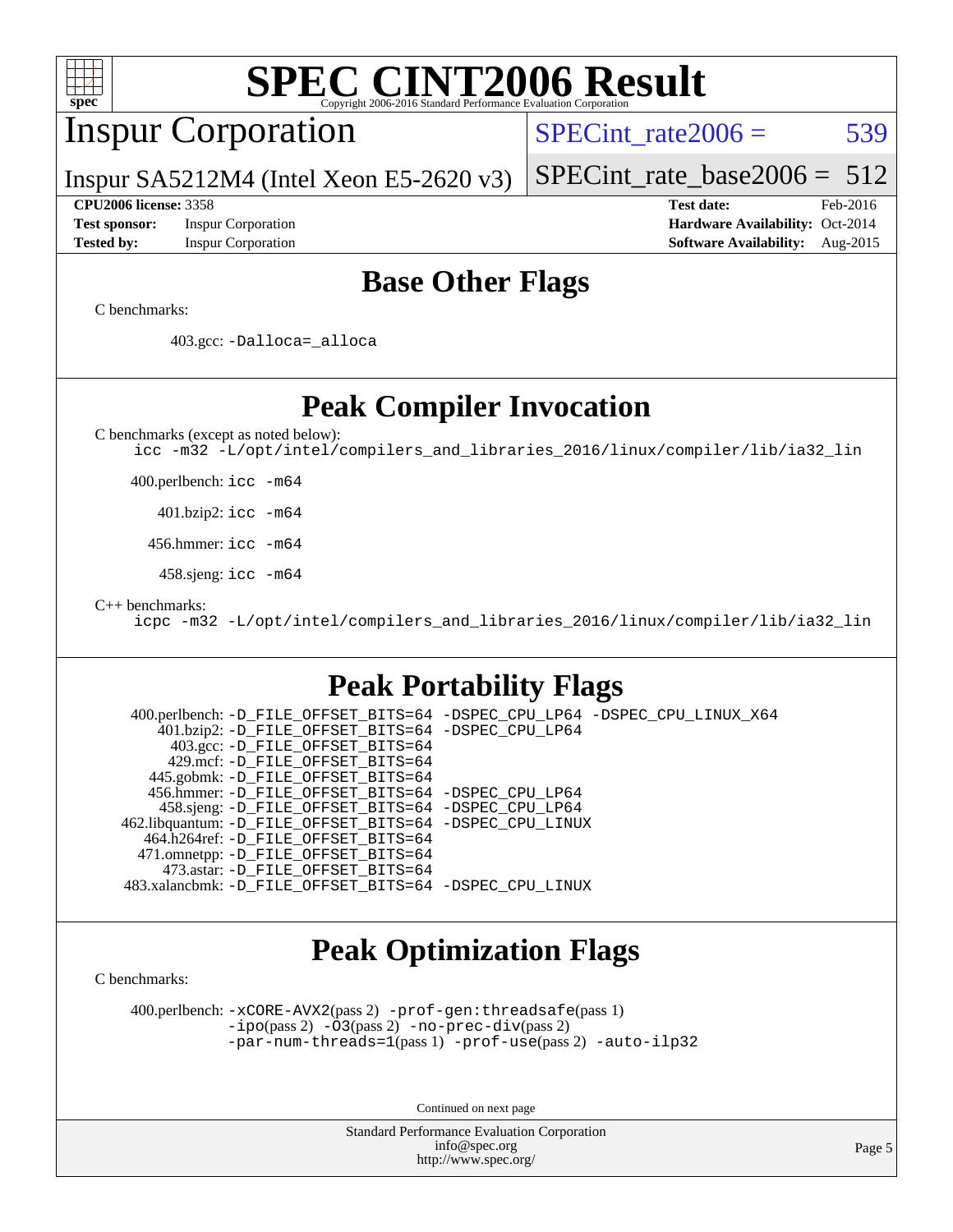# SPEC CINT2006 Result

Copyright 2006-2016 Standard Performance Evaluation Corporation

## Inspur Corporation

Inspur SA5212M4 (Intel Xeon E5-2620 v3)

SPECint_rate2006 = 539

SPECint_rate_base2006 = 512

**CPU2006 license:** 3358
**Test sponsor:** Inspur Corporation
**Tested by:** Inspur Corporation

**Test date:** Feb-2016
**Hardware Availability:** Oct-2014
**Software Availability:** Aug-2015

## Base Other Flags

C benchmarks:

403.gcc: `-Dalloca=_alloca`

## Peak Compiler Invocation

C benchmarks (except as noted below):

`icc -m32 -L/opt/intel/compilers_and_libraries_2016/linux/compiler/lib/ia32_lin`

400.perlbench: `icc -m64`

401.bzip2: `icc -m64`

456.hmmer: `icc -m64`

458.sjeng: `icc -m64`

C++ benchmarks:

`icpc -m32 -L/opt/intel/compilers_and_libraries_2016/linux/compiler/lib/ia32_lin`

## Peak Portability Flags

400.perlbench: `-D_FILE_OFFSET_BITS=64 -DSPEC_CPU_LP64 -DSPEC_CPU_LINUX_X64`
401.bzip2: `-D_FILE_OFFSET_BITS=64 -DSPEC_CPU_LP64`
403.gcc: `-D_FILE_OFFSET_BITS=64`
429.mcf: `-D_FILE_OFFSET_BITS=64`
445.gobmk: `-D_FILE_OFFSET_BITS=64`
456.hmmer: `-D_FILE_OFFSET_BITS=64 -DSPEC_CPU_LP64`
458.sjeng: `-D_FILE_OFFSET_BITS=64 -DSPEC_CPU_LP64`
462.libquantum: `-D_FILE_OFFSET_BITS=64 -DSPEC_CPU_LINUX`
464.h264ref: `-D_FILE_OFFSET_BITS=64`
471.omnetpp: `-D_FILE_OFFSET_BITS=64`
473.astar: `-D_FILE_OFFSET_BITS=64`
483.xalancbmk: `-D_FILE_OFFSET_BITS=64 -DSPEC_CPU_LINUX`

## Peak Optimization Flags

C benchmarks:

400.perlbench: `-xCORE-AVX2`(pass 2) `-prof-gen:threadsafe`(pass 1) `-ipo`(pass 2) `-O3`(pass 2) `-no-prec-div`(pass 2) `-par-num-threads=1`(pass 1) `-prof-use`(pass 2) `-auto-ilp32`

Continued on next page

Standard Performance Evaluation Corporation
info@spec.org
http://www.spec.org/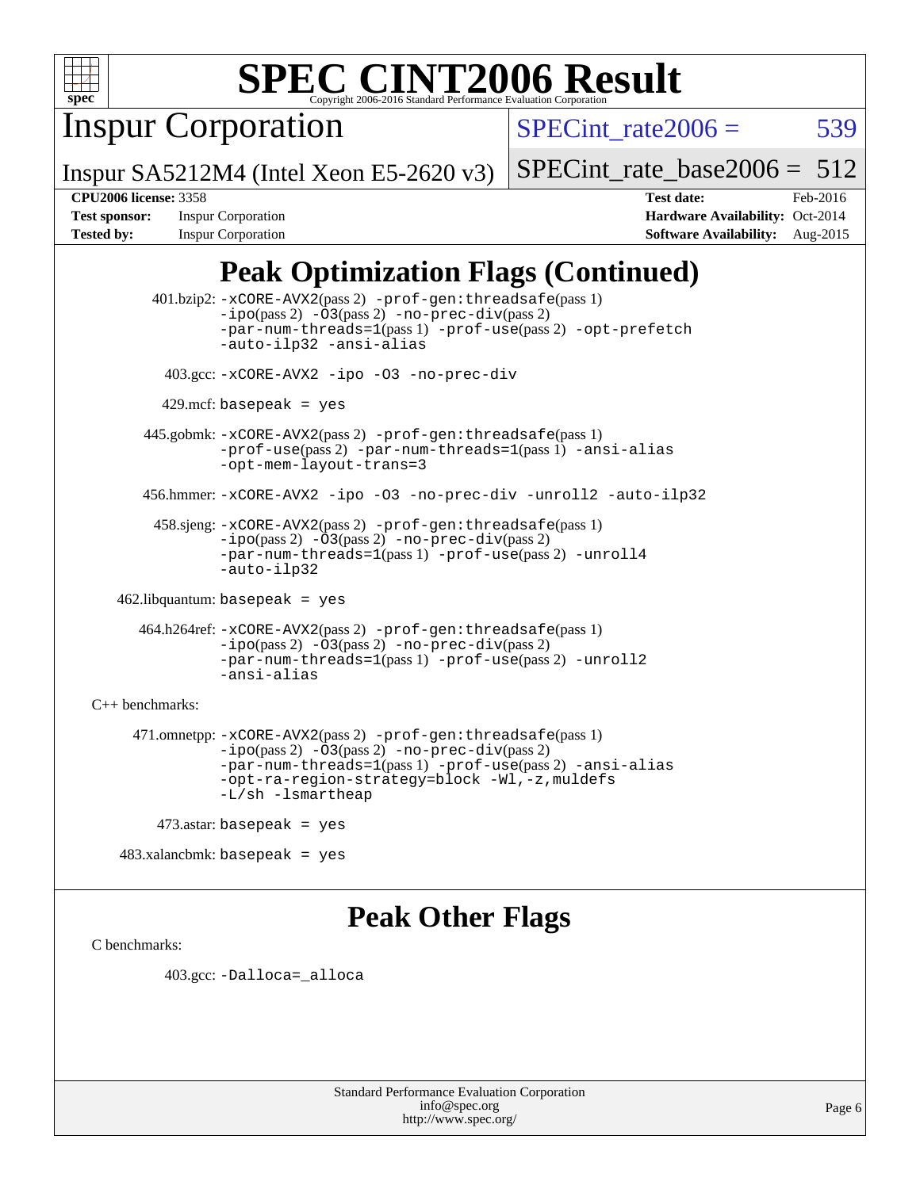# SPEC CINT2006 Result

Copyright 2006-2016 Standard Performance Evaluation Corporation

## Inspur Corporation

Inspur SA5212M4 (Intel Xeon E5-2620 v3)

SPECint_rate2006 = 539

SPECint_rate_base2006 = 512

**CPU2006 license:** 3358 **Test date:** Feb-2016

**Test sponsor:** Inspur Corporation **Hardware Availability:** Oct-2014

**Tested by:** Inspur Corporation **Software Availability:** Aug-2015

## Peak Optimization Flags (Continued)

401.bzip2: `-xCORE-AVX2`(pass 2) `-prof-gen:threadsafe`(pass 1) `-ipo`(pass 2) `-O3`(pass 2) `-no-prec-div`(pass 2) `-par-num-threads=1`(pass 1) `-prof-use`(pass 2) `-opt-prefetch` `-auto-ilp32` `-ansi-alias`

403.gcc: `-xCORE-AVX2 -ipo -O3 -no-prec-div`

429.mcf: `basepeak = yes`

445.gobmk: `-xCORE-AVX2`(pass 2) `-prof-gen:threadsafe`(pass 1) `-prof-use`(pass 2) `-par-num-threads=1`(pass 1) `-ansi-alias` `-opt-mem-layout-trans=3`

456.hmmer: `-xCORE-AVX2 -ipo -O3 -no-prec-div -unroll2 -auto-ilp32`

458.sjeng: `-xCORE-AVX2`(pass 2) `-prof-gen:threadsafe`(pass 1) `-ipo`(pass 2) `-O3`(pass 2) `-no-prec-div`(pass 2) `-par-num-threads=1`(pass 1) `-prof-use`(pass 2) `-unroll4` `-auto-ilp32`

462.libquantum: `basepeak = yes`

464.h264ref: `-xCORE-AVX2`(pass 2) `-prof-gen:threadsafe`(pass 1) `-ipo`(pass 2) `-O3`(pass 2) `-no-prec-div`(pass 2) `-par-num-threads=1`(pass 1) `-prof-use`(pass 2) `-unroll2` `-ansi-alias`

C++ benchmarks:

471.omnetpp: `-xCORE-AVX2`(pass 2) `-prof-gen:threadsafe`(pass 1) `-ipo`(pass 2) `-O3`(pass 2) `-no-prec-div`(pass 2) `-par-num-threads=1`(pass 1) `-prof-use`(pass 2) `-ansi-alias` `-opt-ra-region-strategy=block` `-Wl,-z,muldefs` `-L/sh -lsmartheap`

473.astar: `basepeak = yes`

483.xalancbmk: `basepeak = yes`

## Peak Other Flags

C benchmarks:

403.gcc: `-Dalloca=_alloca`

Standard Performance Evaluation Corporation
info@spec.org
http://www.spec.org/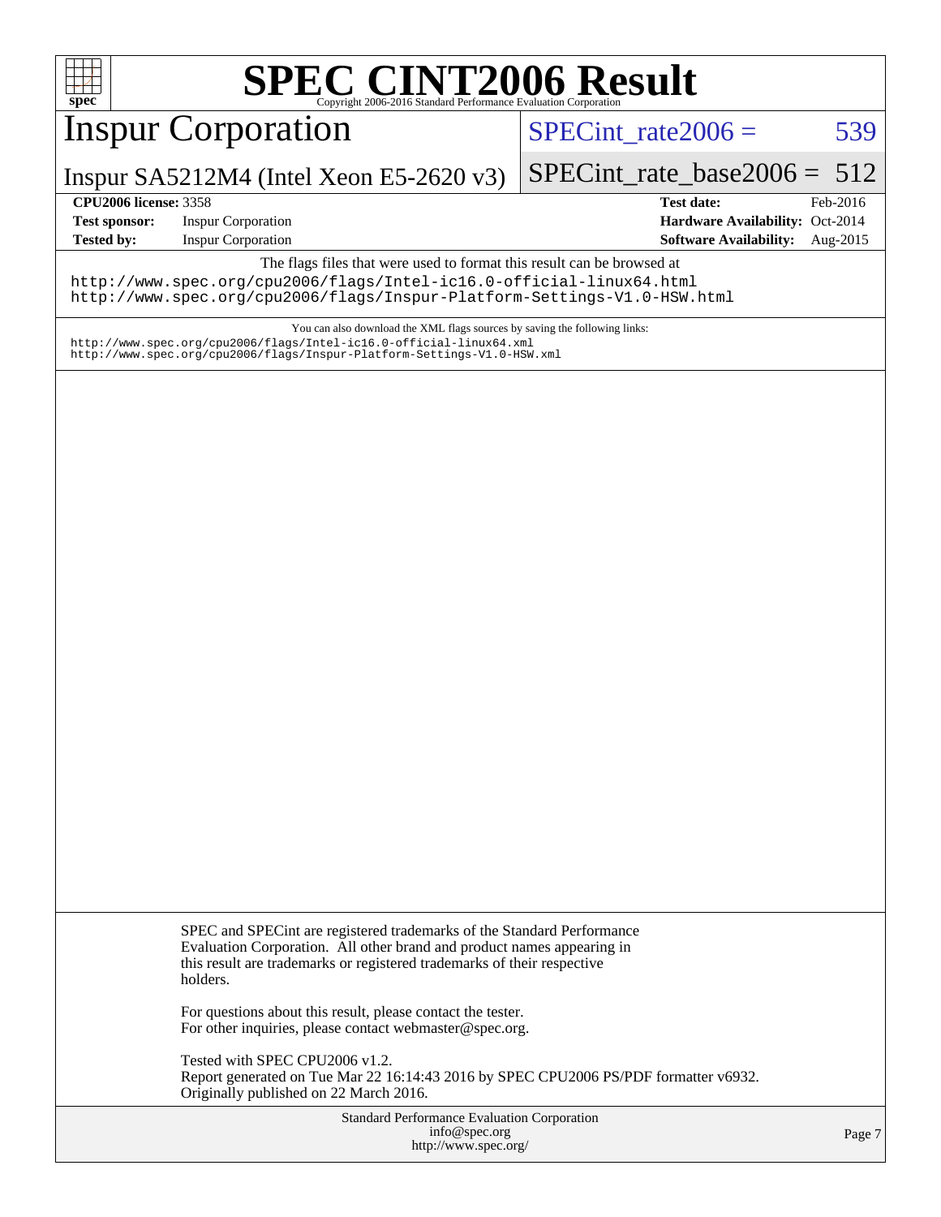The flags files that were used to format this result can be browsed at
http://www.spec.org/cpu2006/flags/Intel-ic16.0-official-linux64.html
http://www.spec.org/cpu2006/flags/Inspur-Platform-Settings-V1.0-HSW.html

You can also download the XML flags sources by saving the following links:
http://www.spec.org/cpu2006/flags/Intel-ic16.0-official-linux64.xml
http://www.spec.org/cpu2006/flags/Inspur-Platform-Settings-V1.0-HSW.xml

SPEC and SPECint are registered trademarks of the Standard Performance Evaluation Corporation. All other brand and product names appearing in this result are trademarks or registered trademarks of their respective holders.

For questions about this result, please contact the tester.
For other inquiries, please contact webmaster@spec.org.

Tested with SPEC CPU2006 v1.2.
Report generated on Tue Mar 22 16:14:43 2016 by SPEC CPU2006 PS/PDF formatter v6932.
Originally published on 22 March 2016.